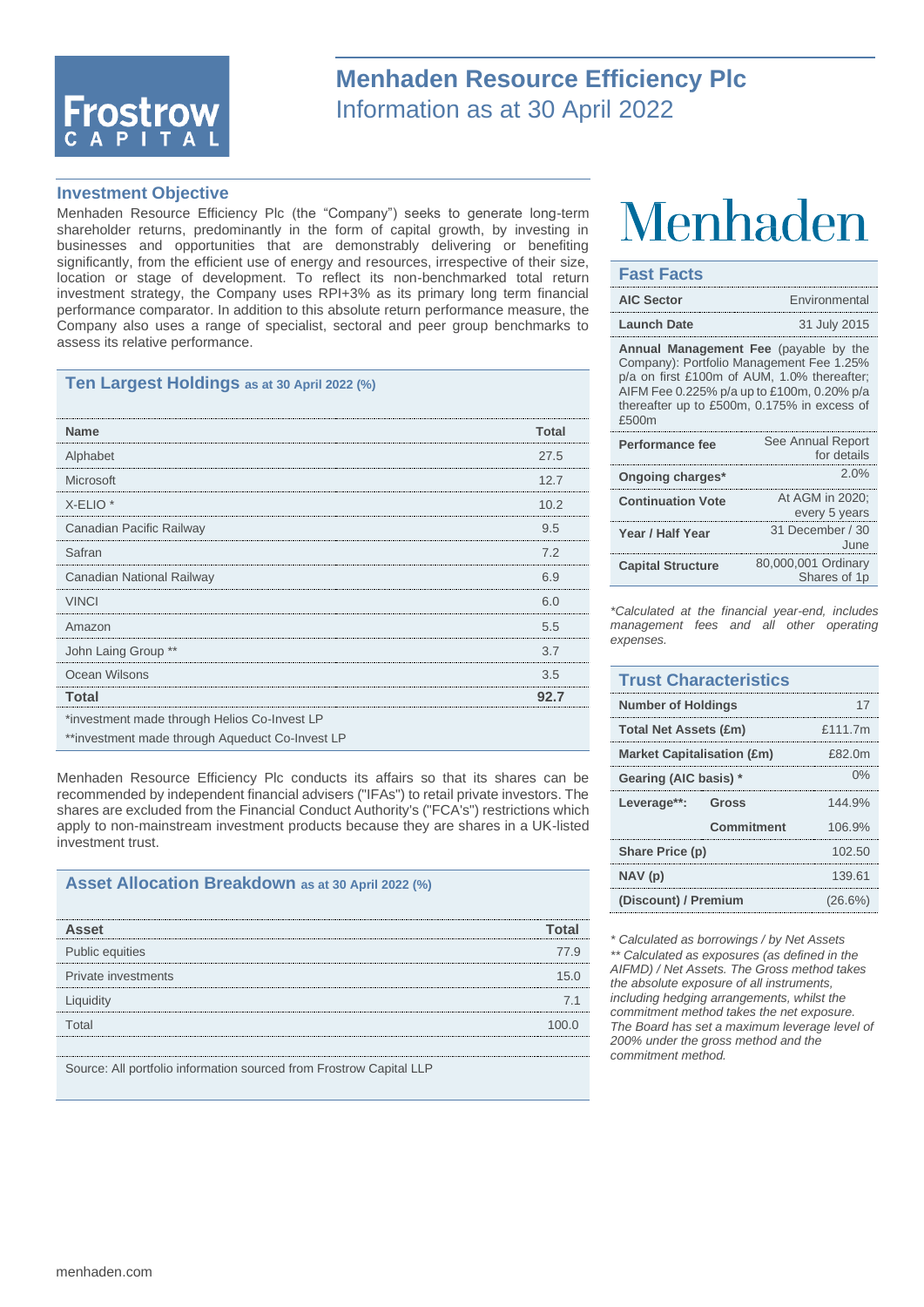# Menhaden Resource Efficiency Plc

Information as at 30 April 2022

## Investment Objective

Menhaden Resource Efficiency Plc (the "Company") seeks to generate long-term shareholder returns, predominantly in the form of capital growth, by investing in businesses and opportunities that are demonstrably delivering or benefiting significantly, from the efficient use of energy and resources, irrespective of their size, location or stage of development. To reflect its non-benchmarked total return investment strategy, the Company uses RPI+3% as its primary long term financial performance comparator. In addition to this absolute return performance measure, the Company also uses a range of specialist, sectoral and peer group benchmarks to assess its relative performance.

## Ten Largest Holdings as at 30 April 2022 (%)

| Name | Total |
|---|---|
| Alphabet | 27.5 |
| Microsoft | 12.7 |
| X-ELIO * | 10.2 |
| Canadian Pacific Railway | 9.5 |
| Safran | 7.2 |
| Canadian National Railway | 6.9 |
| VINCI | 6.0 |
| Amazon | 5.5 |
| John Laing Group ** | 3.7 |
| Ocean Wilsons | 3.5 |
| **Total** | **92.7** |

*investment made through Helios Co-Invest LP

**investment made through Aqueduct Co-Invest LP

Menhaden Resource Efficiency Plc conducts its affairs so that its shares can be recommended by independent financial advisers ("IFAs") to retail private investors. The shares are excluded from the Financial Conduct Authority's ("FCA's") restrictions which apply to non-mainstream investment products because they are shares in a UK-listed investment trust.

## Asset Allocation Breakdown as at 30 April 2022 (%)

| Asset | Total |
|---|---|
| Public equities | 77.9 |
| Private investments | 15.0 |
| Liquidity | 7.1 |
| Total | 100.0 |

Source: All portfolio information sourced from Frostrow Capital LLP

## Fast Facts

| | |
|---|---|
| **AIC Sector** | Environmental |
| **Launch Date** | 31 July 2015 |
| **Annual Management Fee** (payable by the Company): Portfolio Management Fee 1.25% p/a on first £100m of AUM, 1.0% thereafter; AIFM Fee 0.225% p/a up to £100m, 0.20% p/a thereafter up to £500m, 0.175% in excess of £500m | |
| **Performance fee** | See Annual Report for details |
| **Ongoing charges*** | 2.0% |
| **Continuation Vote** | At AGM in 2020; every 5 years |
| **Year / Half Year** | 31 December / 30 June |
| **Capital Structure** | 80,000,001 Ordinary Shares of 1p |

*Calculated at the financial year-end, includes management fees and all other operating expenses.*

## Trust Characteristics

| | | |
|---|---|---|
| **Number of Holdings** | | 17 |
| **Total Net Assets (£m)** | | £111.7m |
| **Market Capitalisation (£m)** | | £82.0m |
| **Gearing (AIC basis) *** | | 0% |
| **Leverage****: | **Gross** | 144.9% |
| | **Commitment** | 106.9% |
| **Share Price (p)** | | 102.50 |
| **NAV (p)** | | 139.61 |
| **(Discount) / Premium** | | (26.6%) |

*\* Calculated as borrowings / by Net Assets*

*\*\* Calculated as exposures (as defined in the AIFMD) / Net Assets. The Gross method takes the absolute exposure of all instruments, including hedging arrangements, whilst the commitment method takes the net exposure. The Board has set a maximum leverage level of 200% under the gross method and the commitment method.*

menhaden.com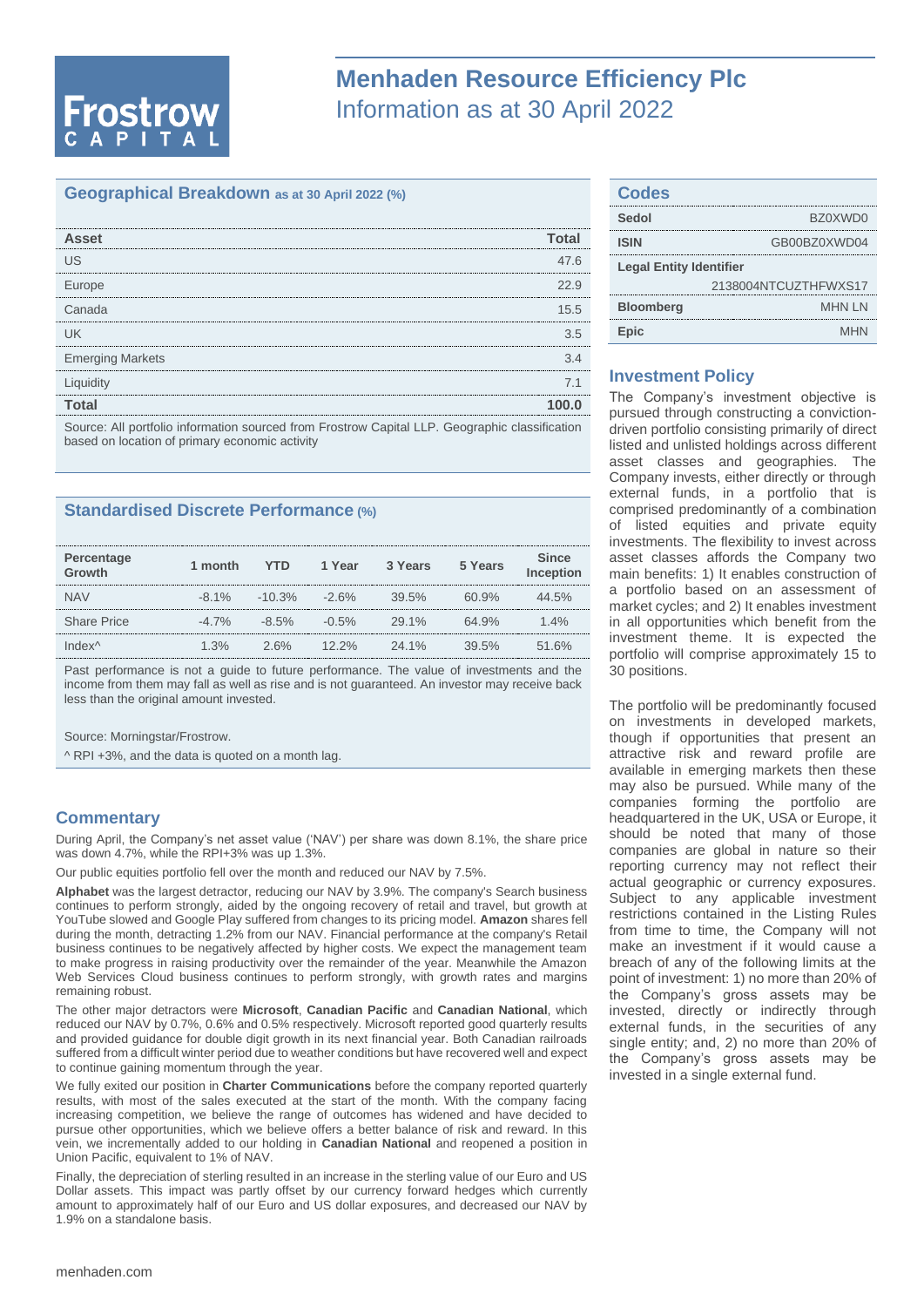# Menhaden Resource Efficiency Plc

Information as at 30 April 2022

## Geographical Breakdown as at 30 April 2022 (%)

| Asset | Total |
|---|---|
| US | 47.6 |
| Europe | 22.9 |
| Canada | 15.5 |
| UK | 3.5 |
| Emerging Markets | 3.4 |
| Liquidity | 7.1 |
| **Total** | **100.0** |

Source: All portfolio information sourced from Frostrow Capital LLP. Geographic classification based on location of primary economic activity

## Standardised Discrete Performance (%)

| Percentage Growth | 1 month | YTD | 1 Year | 3 Years | 5 Years | Since Inception |
|---|---|---|---|---|---|---|
| NAV | -8.1% | -10.3% | -2.6% | 39.5% | 60.9% | 44.5% |
| Share Price | -4.7% | -8.5% | -0.5% | 29.1% | 64.9% | 1.4% |
| Index^ | 1.3% | 2.6% | 12.2% | 24.1% | 39.5% | 51.6% |

Past performance is not a guide to future performance. The value of investments and the income from them may fall as well as rise and is not guaranteed. An investor may receive back less than the original amount invested.

Source: Morningstar/Frostrow.

^ RPI +3%, and the data is quoted on a month lag.

## Commentary

During April, the Company's net asset value ('NAV') per share was down 8.1%, the share price was down 4.7%, while the RPI+3% was up 1.3%.

Our public equities portfolio fell over the month and reduced our NAV by 7.5%.

**Alphabet** was the largest detractor, reducing our NAV by 3.9%. The company's Search business continues to perform strongly, aided by the ongoing recovery of retail and travel, but growth at YouTube slowed and Google Play suffered from changes to its pricing model. **Amazon** shares fell during the month, detracting 1.2% from our NAV. Financial performance at the company's Retail business continues to be negatively affected by higher costs. We expect the management team to make progress in raising productivity over the remainder of the year. Meanwhile the Amazon Web Services Cloud business continues to perform strongly, with growth rates and margins remaining robust.

The other major detractors were **Microsoft**, **Canadian Pacific** and **Canadian National**, which reduced our NAV by 0.7%, 0.6% and 0.5% respectively. Microsoft reported good quarterly results and provided guidance for double digit growth in its next financial year. Both Canadian railroads suffered from a difficult winter period due to weather conditions but have recovered well and expect to continue gaining momentum through the year.

We fully exited our position in **Charter Communications** before the company reported quarterly results, with most of the sales executed at the start of the month. With the company facing increasing competition, we believe the range of outcomes has widened and have decided to pursue other opportunities, which we believe offers a better balance of risk and reward. In this vein, we incrementally added to our holding in **Canadian National** and reopened a position in Union Pacific, equivalent to 1% of NAV.

Finally, the depreciation of sterling resulted in an increase in the sterling value of our Euro and US Dollar assets. This impact was partly offset by our currency forward hedges which currently amount to approximately half of our Euro and US dollar exposures, and decreased our NAV by 1.9% on a standalone basis.

## Codes

| | |
|---|---|
| **Sedol** | BZ0XWD0 |
| **ISIN** | GB00BZ0XWD04 |
| **Legal Entity Identifier** | 2138004NTCUZTHFWXS17 |
| **Bloomberg** | MHN LN |
| **Epic** | MHN |

## Investment Policy

The Company's investment objective is pursued through constructing a conviction-driven portfolio consisting primarily of direct listed and unlisted holdings across different asset classes and geographies. The Company invests, either directly or through external funds, in a portfolio that is comprised predominantly of a combination of listed equities and private equity investments. The flexibility to invest across asset classes affords the Company two main benefits: 1) It enables construction of a portfolio based on an assessment of market cycles; and 2) It enables investment in all opportunities which benefit from the investment theme. It is expected the portfolio will comprise approximately 15 to 30 positions.

The portfolio will be predominantly focused on investments in developed markets, though if opportunities that present an attractive risk and reward profile are available in emerging markets then these may also be pursued. While many of the companies forming the portfolio are headquartered in the UK, USA or Europe, it should be noted that many of those companies are global in nature so their reporting currency may not reflect their actual geographic or currency exposures. Subject to any applicable investment restrictions contained in the Listing Rules from time to time, the Company will not make an investment if it would cause a breach of any of the following limits at the point of investment: 1) no more than 20% of the Company's gross assets may be invested, directly or indirectly through external funds, in the securities of any single entity; and, 2) no more than 20% of the Company's gross assets may be invested in a single external fund.

menhaden.com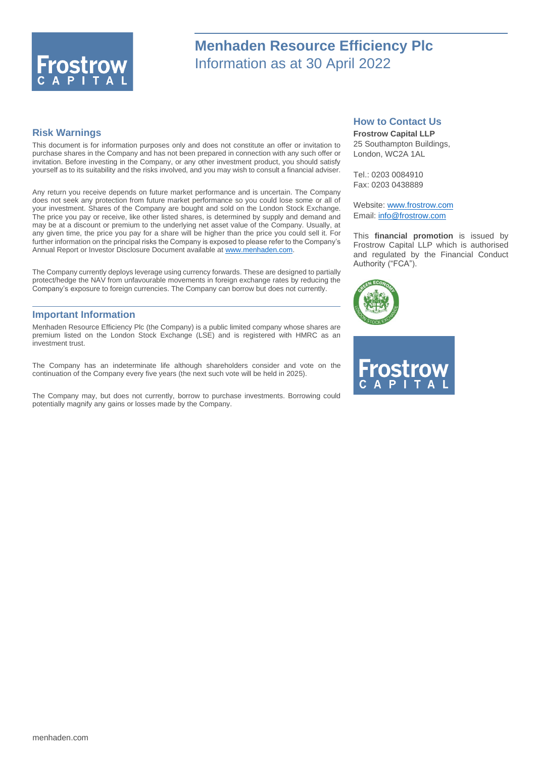# Menhaden Resource Efficiency Plc

Information as at 30 April 2022

## Risk Warnings

This document is for information purposes only and does not constitute an offer or invitation to purchase shares in the Company and has not been prepared in connection with any such offer or invitation. Before investing in the Company, or any other investment product, you should satisfy yourself as to its suitability and the risks involved, and you may wish to consult a financial adviser.

Any return you receive depends on future market performance and is uncertain. The Company does not seek any protection from future market performance so you could lose some or all of your investment. Shares of the Company are bought and sold on the London Stock Exchange. The price you pay or receive, like other listed shares, is determined by supply and demand and may be at a discount or premium to the underlying net asset value of the Company. Usually, at any given time, the price you pay for a share will be higher than the price you could sell it. For further information on the principal risks the Company is exposed to please refer to the Company's Annual Report or Investor Disclosure Document available at www.menhaden.com.

The Company currently deploys leverage using currency forwards. These are designed to partially protect/hedge the NAV from unfavourable movements in foreign exchange rates by reducing the Company's exposure to foreign currencies. The Company can borrow but does not currently.

## Important Information

Menhaden Resource Efficiency Plc (the Company) is a public limited company whose shares are premium listed on the London Stock Exchange (LSE) and is registered with HMRC as an investment trust.

The Company has an indeterminate life although shareholders consider and vote on the continuation of the Company every five years (the next such vote will be held in 2025).

The Company may, but does not currently, borrow to purchase investments. Borrowing could potentially magnify any gains or losses made by the Company.

## How to Contact Us

**Frostrow Capital LLP**
25 Southampton Buildings,
London, WC2A 1AL

Tel.: 0203 0084910
Fax: 0203 0438889

Website: www.frostrow.com
Email: info@frostrow.com

This **financial promotion** is issued by Frostrow Capital LLP which is authorised and regulated by the Financial Conduct Authority ("FCA").